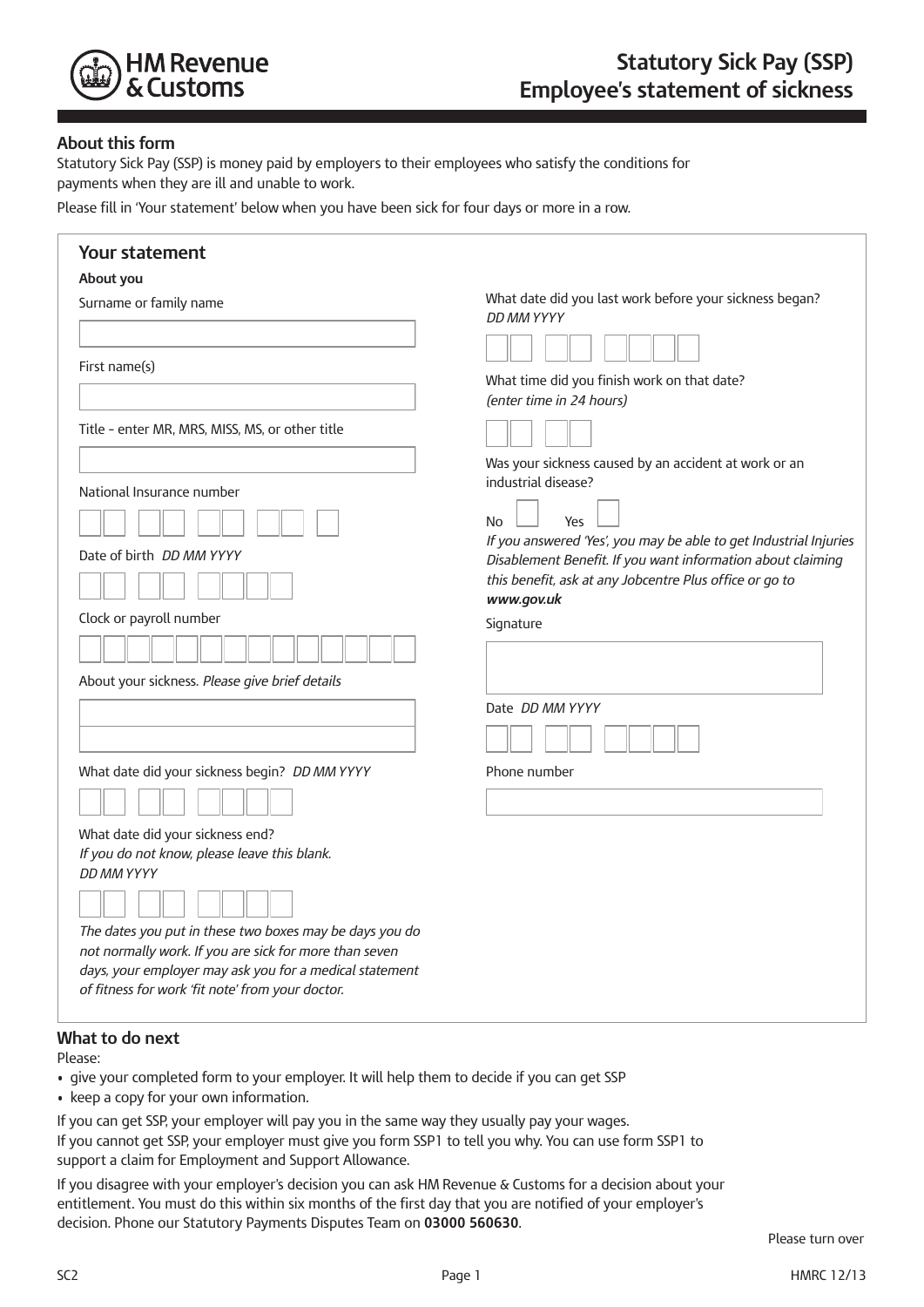HM Revenue & Customs

# Statutory Sick Pay (SSP) Employee's statement of sickness

## About this form

Statutory Sick Pay (SSP) is money paid by employers to their employees who satisfy the conditions for payments when they are ill and unable to work.

Please fill in 'Your statement' below when you have been sick for four days or more in a row.

## Your statement

### About you

Surname or family name

First name(s)

Title - enter MR, MRS, MISS, MS, or other title

National Insurance number

Date of birth *DD MM YYYY*

Clock or payroll number

About your sickness. *Please give brief details*

What date did your sickness begin? *DD MM YYYY*

What date did your sickness end?
*If you do not know, please leave this blank.*
*DD MM YYYY*

*The dates you put in these two boxes may be days you do not normally work. If you are sick for more than seven days, your employer may ask you for a medical statement of fitness for work 'fit note' from your doctor.*

What date did you last work before your sickness began?
*DD MM YYYY*

What time did you finish work on that date?
*(enter time in 24 hours)*

Was your sickness caused by an accident at work or an industrial disease?

No ☐ Yes ☐

*If you answered 'Yes', you may be able to get Industrial Injuries Disablement Benefit. If you want information about claiming this benefit, ask at any Jobcentre Plus office or go to* ***www.gov.uk***

Signature

Date *DD MM YYYY*

Phone number

## What to do next

Please:

- give your completed form to your employer. It will help them to decide if you can get SSP
- keep a copy for your own information.

If you can get SSP, your employer will pay you in the same way they usually pay your wages.
If you cannot get SSP, your employer must give you form SSP1 to tell you why. You can use form SSP1 to support a claim for Employment and Support Allowance.

If you disagree with your employer's decision you can ask HM Revenue & Customs for a decision about your entitlement. You must do this within six months of the first day that you are notified of your employer's decision. Phone our Statutory Payments Disputes Team on **03000 560630**.

Please turn over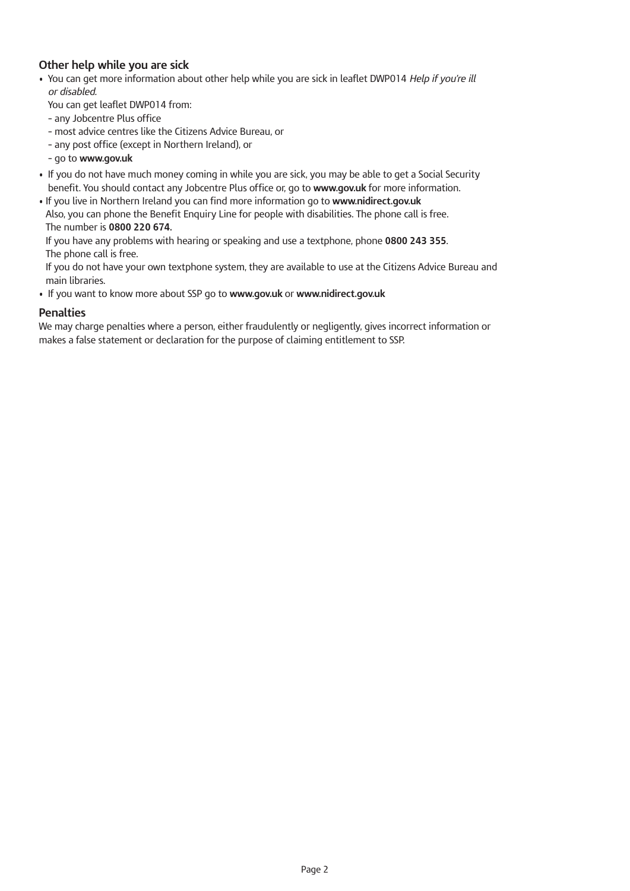## Other help while you are sick

- You can get more information about other help while you are sick in leaflet DWP014 *Help if you're ill or disabled.*

  You can get leaflet DWP014 from:
  - any Jobcentre Plus office
  - most advice centres like the Citizens Advice Bureau, or
  - any post office (except in Northern Ireland), or
  - go to **www.gov.uk**
- If you do not have much money coming in while you are sick, you may be able to get a Social Security benefit. You should contact any Jobcentre Plus office or, go to **www.gov.uk** for more information.
- If you live in Northern Ireland you can find more information go to **www.nidirect.gov.uk**

  Also, you can phone the Benefit Enquiry Line for people with disabilities. The phone call is free. The number is **0800 220 674**.

  If you have any problems with hearing or speaking and use a textphone, phone **0800 243 355**. The phone call is free.

  If you do not have your own textphone system, they are available to use at the Citizens Advice Bureau and main libraries.
- If you want to know more about SSP go to **www.gov.uk** or **www.nidirect.gov.uk**

## Penalties

We may charge penalties where a person, either fraudulently or negligently, gives incorrect information or makes a false statement or declaration for the purpose of claiming entitlement to SSP.